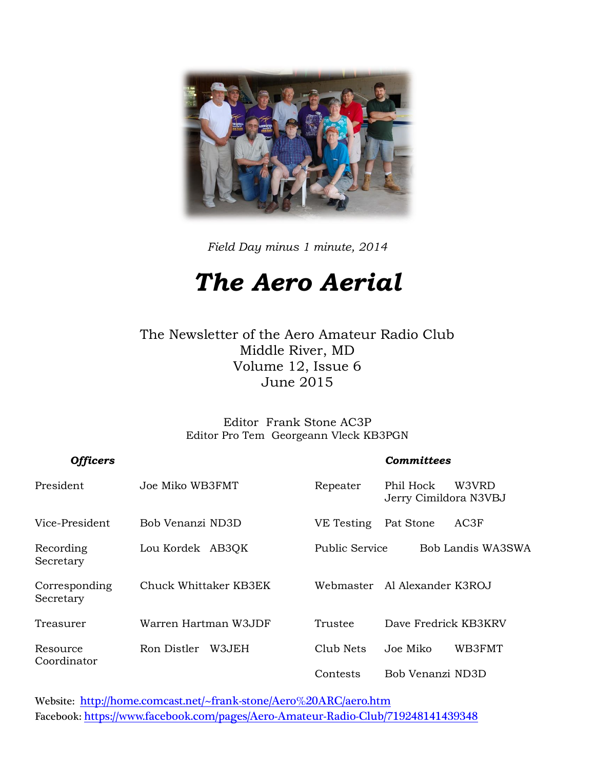*Field Day minus 1 minute, 2014*

# *The Aero Aerial*

The Newsletter of the Aero Amateur Radio Club
Middle River, MD
Volume 12, Issue 6
June 2015

Editor Frank Stone AC3P
Editor Pro Tem Georgeann Vleck KB3PGN

| ***Officers*** | | ***Committees*** | |
|---|---|---|---|
| President | Joe Miko WB3FMT | Repeater | Phil Hock W3VRD<br>Jerry Cimildora N3VBJ |
| Vice-President | Bob Venanzi ND3D | VE Testing | Pat Stone AC3F |
| Recording Secretary | Lou Kordek AB3QK | Public Service | Bob Landis WA3SWA |
| Corresponding Secretary | Chuck Whittaker KB3EK | Webmaster | Al Alexander K3ROJ |
| Treasurer | Warren Hartman W3JDF | Trustee | Dave Fredrick KB3KRV |
| Resource Coordinator | Ron Distler W3JEH | Club Nets | Joe Miko WB3FMT |
| | | Contests | Bob Venanzi ND3D |

Website: http://home.comcast.net/~frank-stone/Aero%20ARC/aero.htm
Facebook: https://www.facebook.com/pages/Aero-Amateur-Radio-Club/719248141439348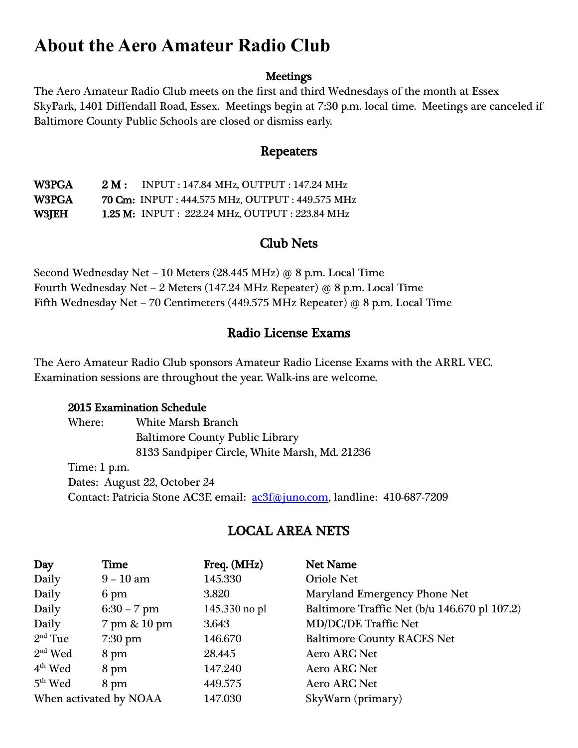# About the Aero Amateur Radio Club

## Meetings

The Aero Amateur Radio Club meets on the first and third Wednesdays of the month at Essex SkyPark, 1401 Diffendall Road, Essex. Meetings begin at 7:30 p.m. local time. Meetings are canceled if Baltimore County Public Schools are closed or dismiss early.

## Repeaters

| | | |
|---|---|---|
| **W3PGA** | **2 M :** | INPUT : 147.84 MHz, OUTPUT : 147.24 MHz |
| **W3PGA** | **70 Cm:** | INPUT : 444.575 MHz, OUTPUT : 449.575 MHz |
| **W3JEH** | **1.25 M:** | INPUT : 222.24 MHz, OUTPUT : 223.84 MHz |

## Club Nets

Second Wednesday Net – 10 Meters (28.445 MHz) @ 8 p.m. Local Time
Fourth Wednesday Net – 2 Meters (147.24 MHz Repeater) @ 8 p.m. Local Time
Fifth Wednesday Net – 70 Centimeters (449.575 MHz Repeater) @ 8 p.m. Local Time

## Radio License Exams

The Aero Amateur Radio Club sponsors Amateur Radio License Exams with the ARRL VEC. Examination sessions are throughout the year. Walk-ins are welcome.

**2015 Examination Schedule**

Where: White Marsh Branch
Baltimore County Public Library
8133 Sandpiper Circle, White Marsh, Md. 21236

Time: 1 p.m.

Dates: August 22, October 24

Contact: Patricia Stone AC3F, email: ac3f@juno.com, landline: 410-687-7209

## LOCAL AREA NETS

| Day | Time | Freq. (MHz) | Net Name |
|---|---|---|---|
| Daily | 9 – 10 am | 145.330 | Oriole Net |
| Daily | 6 pm | 3.820 | Maryland Emergency Phone Net |
| Daily | 6:30 – 7 pm | 145.330 no pl | Baltimore Traffic Net (b/u 146.670 pl 107.2) |
| Daily | 7 pm & 10 pm | 3.643 | MD/DC/DE Traffic Net |
| 2nd Tue | 7:30 pm | 146.670 | Baltimore County RACES Net |
| 2nd Wed | 8 pm | 28.445 | Aero ARC Net |
| 4th Wed | 8 pm | 147.240 | Aero ARC Net |
| 5th Wed | 8 pm | 449.575 | Aero ARC Net |
| When activated by NOAA | | 147.030 | SkyWarn (primary) |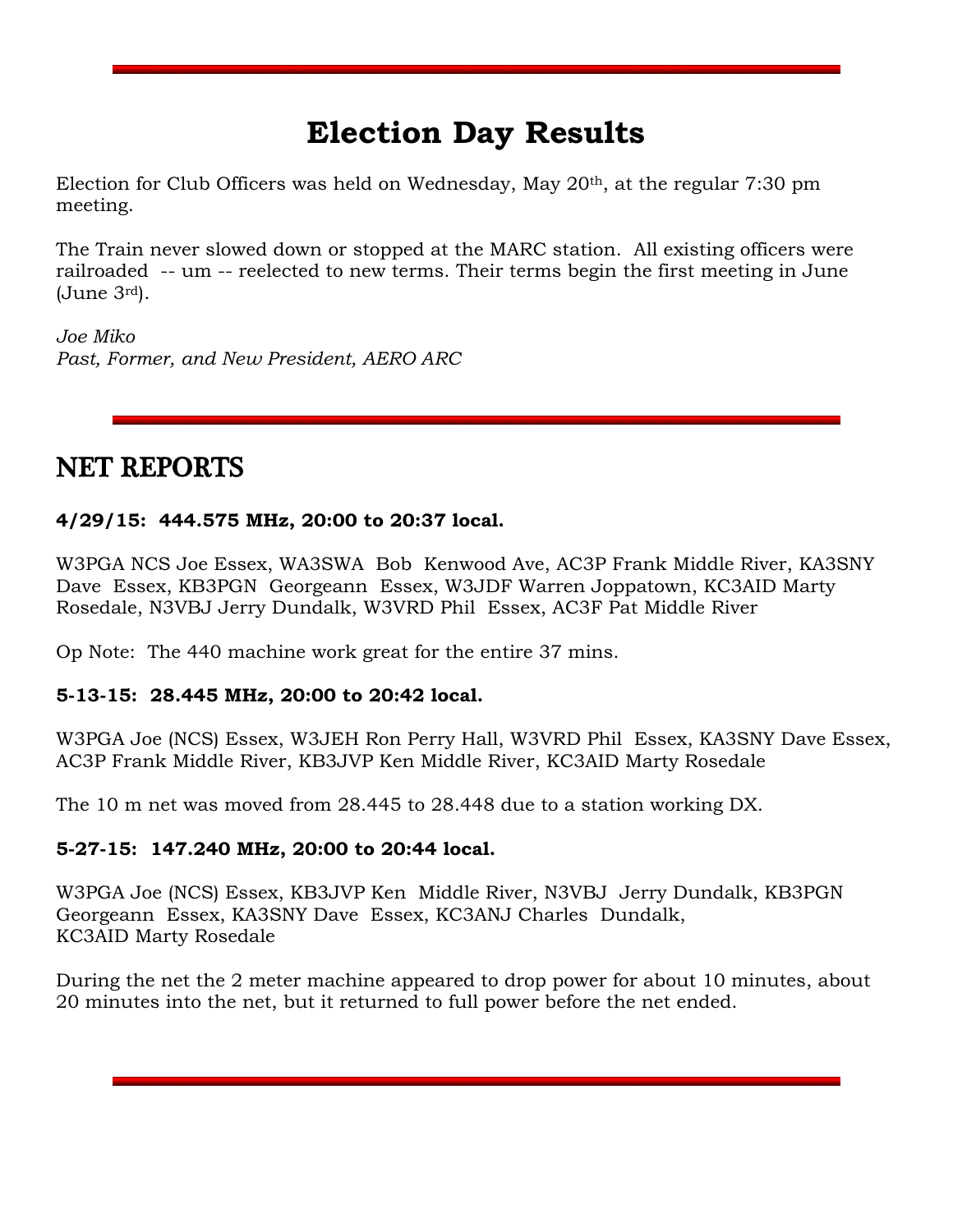# Election Day Results

Election for Club Officers was held on Wednesday, May 20th, at the regular 7:30 pm meeting.

The Train never slowed down or stopped at the MARC station. All existing officers were railroaded -- um -- reelected to new terms. Their terms begin the first meeting in June (June 3rd).

*Joe Miko*
*Past, Former, and New President, AERO ARC*

## NET REPORTS

**4/29/15: 444.575 MHz, 20:00 to 20:37 local.**

W3PGA NCS Joe Essex, WA3SWA Bob Kenwood Ave, AC3P Frank Middle River, KA3SNY Dave Essex, KB3PGN Georgeann Essex, W3JDF Warren Joppatown, KC3AID Marty Rosedale, N3VBJ Jerry Dundalk, W3VRD Phil Essex, AC3F Pat Middle River

Op Note: The 440 machine work great for the entire 37 mins.

**5-13-15: 28.445 MHz, 20:00 to 20:42 local.**

W3PGA Joe (NCS) Essex, W3JEH Ron Perry Hall, W3VRD Phil Essex, KA3SNY Dave Essex, AC3P Frank Middle River, KB3JVP Ken Middle River, KC3AID Marty Rosedale

The 10 m net was moved from 28.445 to 28.448 due to a station working DX.

**5-27-15: 147.240 MHz, 20:00 to 20:44 local.**

W3PGA Joe (NCS) Essex, KB3JVP Ken Middle River, N3VBJ Jerry Dundalk, KB3PGN Georgeann Essex, KA3SNY Dave Essex, KC3ANJ Charles Dundalk, KC3AID Marty Rosedale

During the net the 2 meter machine appeared to drop power for about 10 minutes, about 20 minutes into the net, but it returned to full power before the net ended.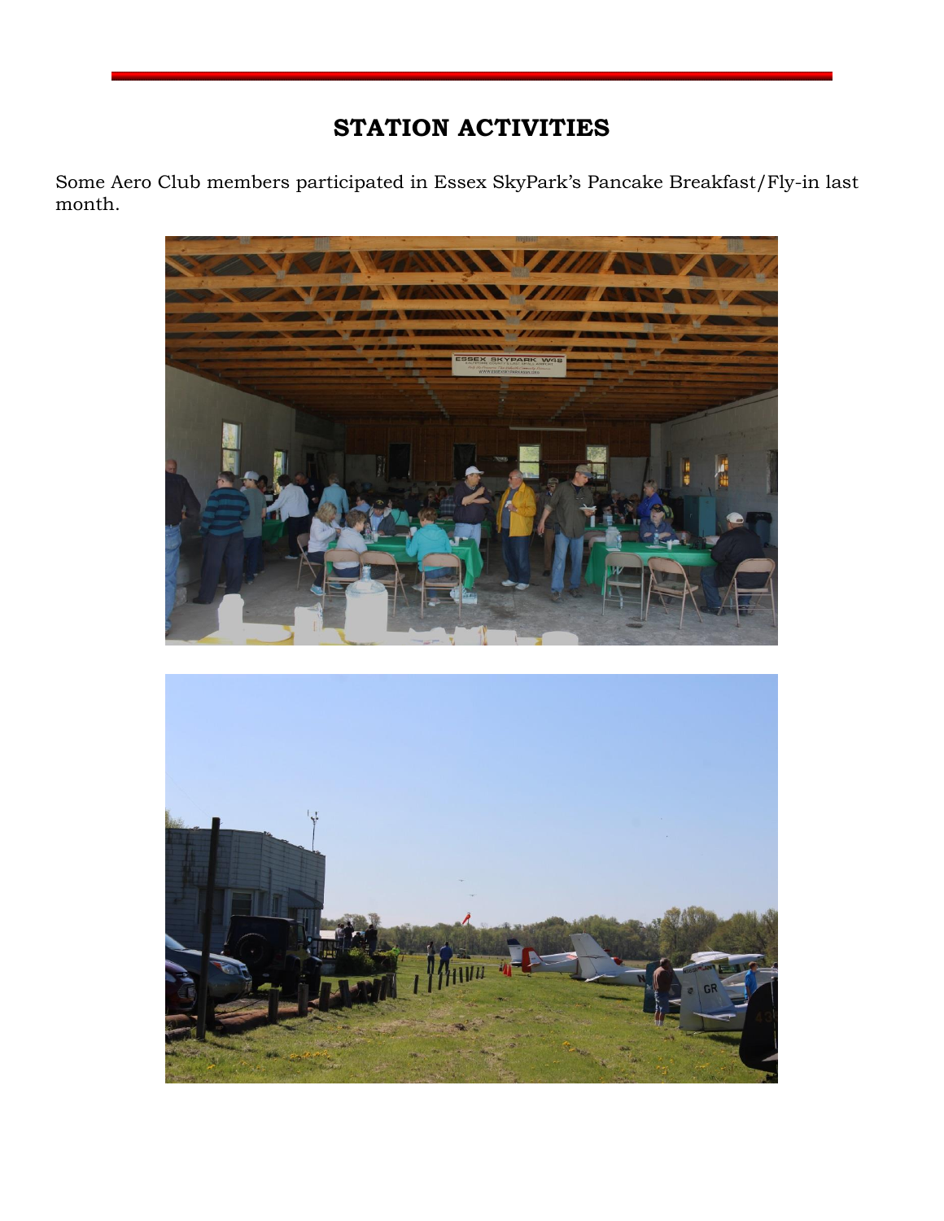# STATION ACTIVITIES

Some Aero Club members participated in Essex SkyPark's Pancake Breakfast/Fly-in last month.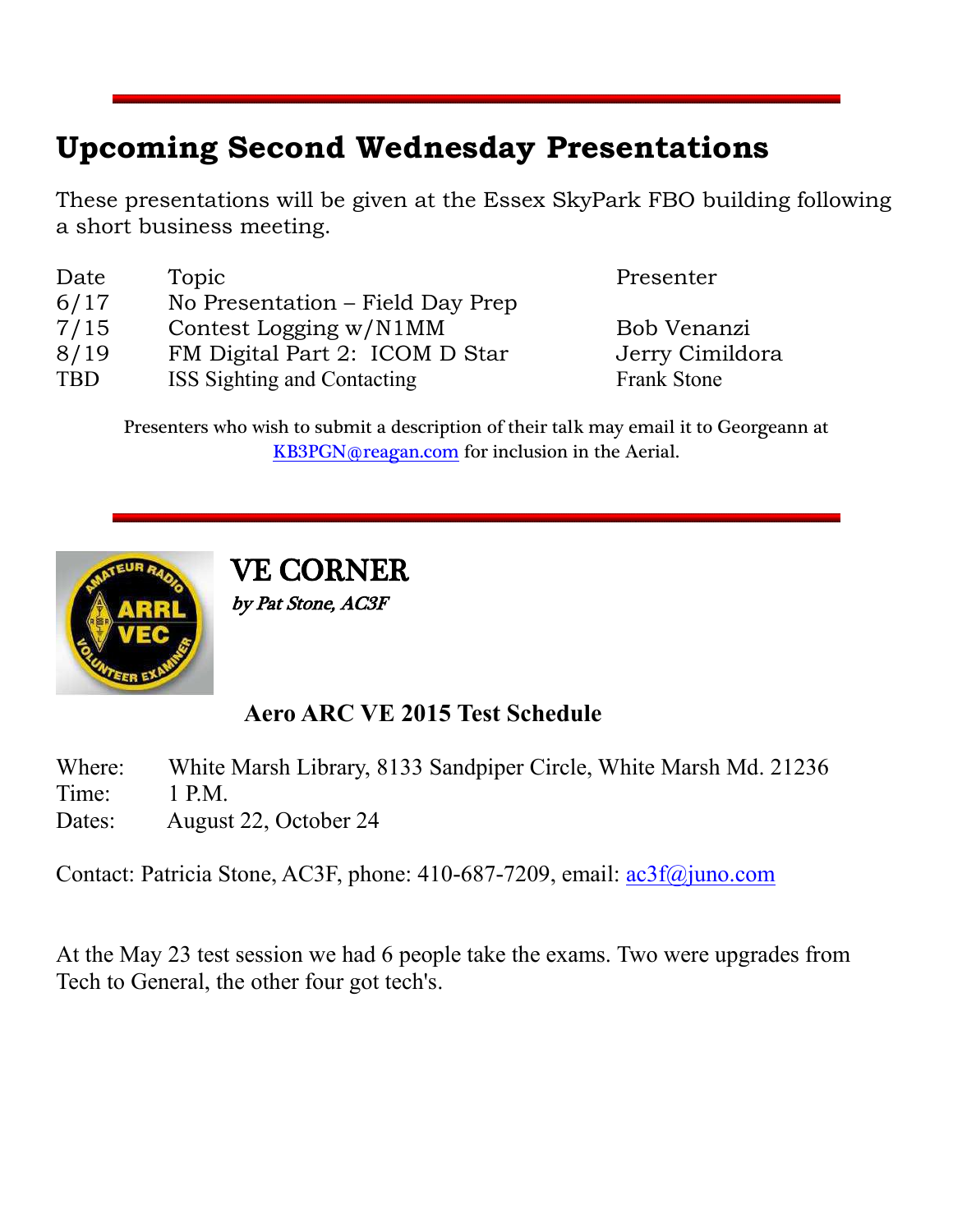## Upcoming Second Wednesday Presentations

These presentations will be given at the Essex SkyPark FBO building following a short business meeting.

| Date | Topic | Presenter |
|---|---|---|
| 6/17 | No Presentation – Field Day Prep | |
| 7/15 | Contest Logging w/N1MM | Bob Venanzi |
| 8/19 | FM Digital Part 2: ICOM D Star | Jerry Cimildora |
| TBD | ISS Sighting and Contacting | Frank Stone |

Presenters who wish to submit a description of their talk may email it to Georgeann at KB3PGN@reagan.com for inclusion in the Aerial.

## VE CORNER

*by Pat Stone, AC3F*

### Aero ARC VE 2015 Test Schedule

Where: White Marsh Library, 8133 Sandpiper Circle, White Marsh Md. 21236
Time: 1 P.M.
Dates: August 22, October 24

Contact: Patricia Stone, AC3F, phone: 410-687-7209, email: ac3f@juno.com

At the May 23 test session we had 6 people take the exams. Two were upgrades from Tech to General, the other four got tech's.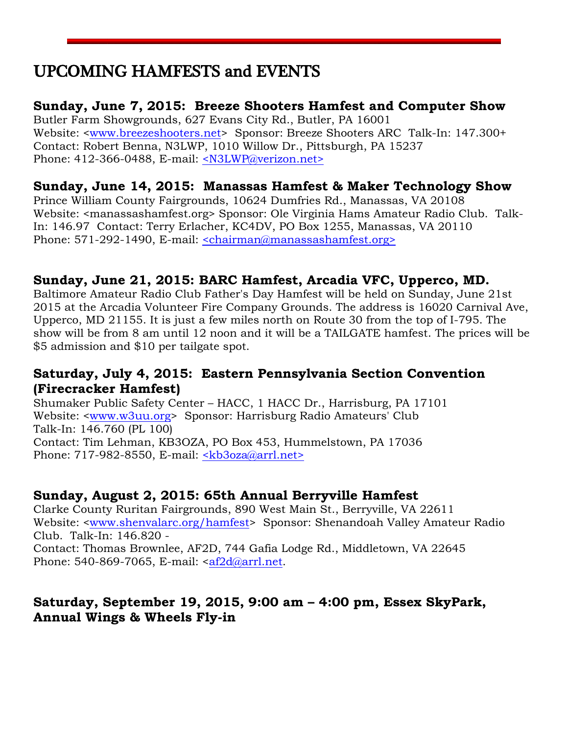# UPCOMING HAMFESTS and EVENTS

### Sunday, June 7, 2015: Breeze Shooters Hamfest and Computer Show

Butler Farm Showgrounds, 627 Evans City Rd., Butler, PA 16001
Website: <www.breezeshooters.net> Sponsor: Breeze Shooters ARC Talk-In: 147.300+
Contact: Robert Benna, N3LWP, 1010 Willow Dr., Pittsburgh, PA 15237
Phone: 412-366-0488, E-mail: <N3LWP@verizon.net>

### Sunday, June 14, 2015: Manassas Hamfest & Maker Technology Show

Prince William County Fairgrounds, 10624 Dumfries Rd., Manassas, VA 20108
Website: <manassashamfest.org> Sponsor: Ole Virginia Hams Amateur Radio Club. Talk-In: 146.97 Contact: Terry Erlacher, KC4DV, PO Box 1255, Manassas, VA 20110
Phone: 571-292-1490, E-mail: <chairman@manassashamfest.org>

### Sunday, June 21, 2015: BARC Hamfest, Arcadia VFC, Upperco, MD.

Baltimore Amateur Radio Club Father's Day Hamfest will be held on Sunday, June 21st 2015 at the Arcadia Volunteer Fire Company Grounds. The address is 16020 Carnival Ave, Upperco, MD 21155. It is just a few miles north on Route 30 from the top of I-795. The show will be from 8 am until 12 noon and it will be a TAILGATE hamfest. The prices will be $5 admission and $10 per tailgate spot.

### Saturday, July 4, 2015: Eastern Pennsylvania Section Convention (Firecracker Hamfest)

Shumaker Public Safety Center – HACC, 1 HACC Dr., Harrisburg, PA 17101
Website: <www.w3uu.org> Sponsor: Harrisburg Radio Amateurs' Club
Talk-In: 146.760 (PL 100)
Contact: Tim Lehman, KB3OZA, PO Box 453, Hummelstown, PA 17036
Phone: 717-982-8550, E-mail: <kb3oza@arrl.net>

### Sunday, August 2, 2015: 65th Annual Berryville Hamfest

Clarke County Ruritan Fairgrounds, 890 West Main St., Berryville, VA 22611
Website: <www.shenvalarc.org/hamfest> Sponsor: Shenandoah Valley Amateur Radio Club. Talk-In: 146.820 -
Contact: Thomas Brownlee, AF2D, 744 Gafia Lodge Rd., Middletown, VA 22645
Phone: 540-869-7065, E-mail: <af2d@arrl.net.

### Saturday, September 19, 2015, 9:00 am – 4:00 pm, Essex SkyPark, Annual Wings & Wheels Fly-in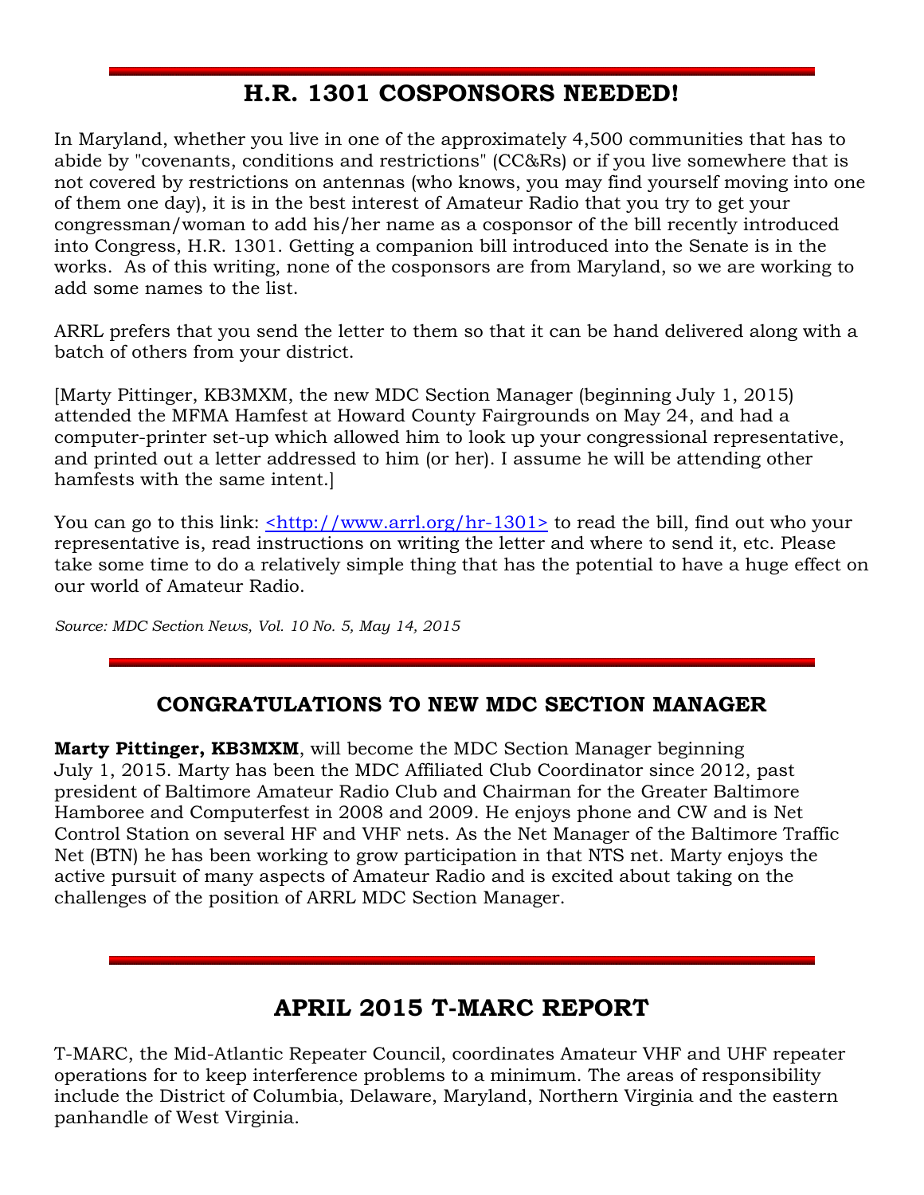## H.R. 1301 COSPONSORS NEEDED!

In Maryland, whether you live in one of the approximately 4,500 communities that has to abide by "covenants, conditions and restrictions" (CC&Rs) or if you live somewhere that is not covered by restrictions on antennas (who knows, you may find yourself moving into one of them one day), it is in the best interest of Amateur Radio that you try to get your congressman/woman to add his/her name as a cosponsor of the bill recently introduced into Congress, H.R. 1301. Getting a companion bill introduced into the Senate is in the works. As of this writing, none of the cosponsors are from Maryland, so we are working to add some names to the list.

ARRL prefers that you send the letter to them so that it can be hand delivered along with a batch of others from your district.

[Marty Pittinger, KB3MXM, the new MDC Section Manager (beginning July 1, 2015) attended the MFMA Hamfest at Howard County Fairgrounds on May 24, and had a computer-printer set-up which allowed him to look up your congressional representative, and printed out a letter addressed to him (or her). I assume he will be attending other hamfests with the same intent.]

You can go to this link: <http://www.arrl.org/hr-1301> to read the bill, find out who your representative is, read instructions on writing the letter and where to send it, etc. Please take some time to do a relatively simple thing that has the potential to have a huge effect on our world of Amateur Radio.

*Source: MDC Section News, Vol. 10 No. 5, May 14, 2015*

### CONGRATULATIONS TO NEW MDC SECTION MANAGER

**Marty Pittinger, KB3MXM**, will become the MDC Section Manager beginning July 1, 2015. Marty has been the MDC Affiliated Club Coordinator since 2012, past president of Baltimore Amateur Radio Club and Chairman for the Greater Baltimore Hamboree and Computerfest in 2008 and 2009. He enjoys phone and CW and is Net Control Station on several HF and VHF nets. As the Net Manager of the Baltimore Traffic Net (BTN) he has been working to grow participation in that NTS net. Marty enjoys the active pursuit of many aspects of Amateur Radio and is excited about taking on the challenges of the position of ARRL MDC Section Manager.

## APRIL 2015 T-MARC REPORT

T-MARC, the Mid-Atlantic Repeater Council, coordinates Amateur VHF and UHF repeater operations for to keep interference problems to a minimum. The areas of responsibility include the District of Columbia, Delaware, Maryland, Northern Virginia and the eastern panhandle of West Virginia.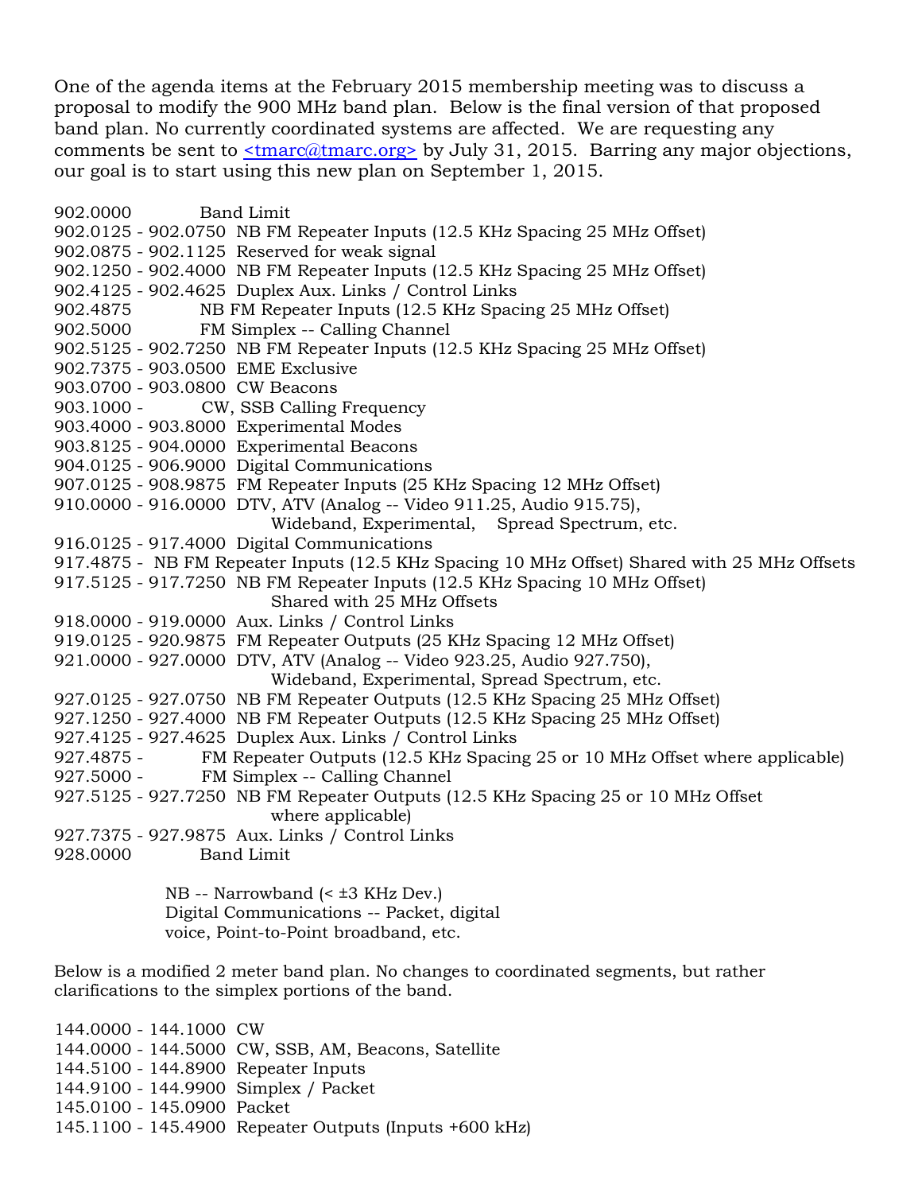One of the agenda items at the February 2015 membership meeting was to discuss a proposal to modify the 900 MHz band plan. Below is the final version of that proposed band plan. No currently coordinated systems are affected. We are requesting any comments be sent to <tmarc@tmarc.org> by July 31, 2015. Barring any major objections, our goal is to start using this new plan on September 1, 2015.

| Frequency | Use |
|---|---|
| 902.0000 | Band Limit |
| 902.0125 - 902.0750 | NB FM Repeater Inputs (12.5 KHz Spacing 25 MHz Offset) |
| 902.0875 - 902.1125 | Reserved for weak signal |
| 902.1250 - 902.4000 | NB FM Repeater Inputs (12.5 KHz Spacing 25 MHz Offset) |
| 902.4125 - 902.4625 | Duplex Aux. Links / Control Links |
| 902.4875 | NB FM Repeater Inputs (12.5 KHz Spacing 25 MHz Offset) |
| 902.5000 | FM Simplex -- Calling Channel |
| 902.5125 - 902.7250 | NB FM Repeater Inputs (12.5 KHz Spacing 25 MHz Offset) |
| 902.7375 - 903.0500 | EME Exclusive |
| 903.0700 - 903.0800 | CW Beacons |
| 903.1000 - | CW, SSB Calling Frequency |
| 903.4000 - 903.8000 | Experimental Modes |
| 903.8125 - 904.0000 | Experimental Beacons |
| 904.0125 - 906.9000 | Digital Communications |
| 907.0125 - 908.9875 | FM Repeater Inputs (25 KHz Spacing 12 MHz Offset) |
| 910.0000 - 916.0000 | DTV, ATV (Analog -- Video 911.25, Audio 915.75), Wideband, Experimental, Spread Spectrum, etc. |
| 916.0125 - 917.4000 | Digital Communications |
| 917.4875 - | NB FM Repeater Inputs (12.5 KHz Spacing 10 MHz Offset) Shared with 25 MHz Offsets |
| 917.5125 - 917.7250 | NB FM Repeater Inputs (12.5 KHz Spacing 10 MHz Offset) Shared with 25 MHz Offsets |
| 918.0000 - 919.0000 | Aux. Links / Control Links |
| 919.0125 - 920.9875 | FM Repeater Outputs (25 KHz Spacing 12 MHz Offset) |
| 921.0000 - 927.0000 | DTV, ATV (Analog -- Video 923.25, Audio 927.750), Wideband, Experimental, Spread Spectrum, etc. |
| 927.0125 - 927.0750 | NB FM Repeater Outputs (12.5 KHz Spacing 25 MHz Offset) |
| 927.1250 - 927.4000 | NB FM Repeater Outputs (12.5 KHz Spacing 25 MHz Offset) |
| 927.4125 - 927.4625 | Duplex Aux. Links / Control Links |
| 927.4875 - | FM Repeater Outputs (12.5 KHz Spacing 25 or 10 MHz Offset where applicable) |
| 927.5000 - | FM Simplex -- Calling Channel |
| 927.5125 - 927.7250 | NB FM Repeater Outputs (12.5 KHz Spacing 25 or 10 MHz Offset where applicable) |
| 927.7375 - 927.9875 | Aux. Links / Control Links |
| 928.0000 | Band Limit |

NB -- Narrowband (< ±3 KHz Dev.)
Digital Communications -- Packet, digital voice, Point-to-Point broadband, etc.

Below is a modified 2 meter band plan. No changes to coordinated segments, but rather clarifications to the simplex portions of the band.

| Frequency | Use |
|---|---|
| 144.0000 - 144.1000 | CW |
| 144.0000 - 144.5000 | CW, SSB, AM, Beacons, Satellite |
| 144.5100 - 144.8900 | Repeater Inputs |
| 144.9100 - 144.9900 | Simplex / Packet |
| 145.0100 - 145.0900 | Packet |
| 145.1100 - 145.4900 | Repeater Outputs (Inputs +600 kHz) |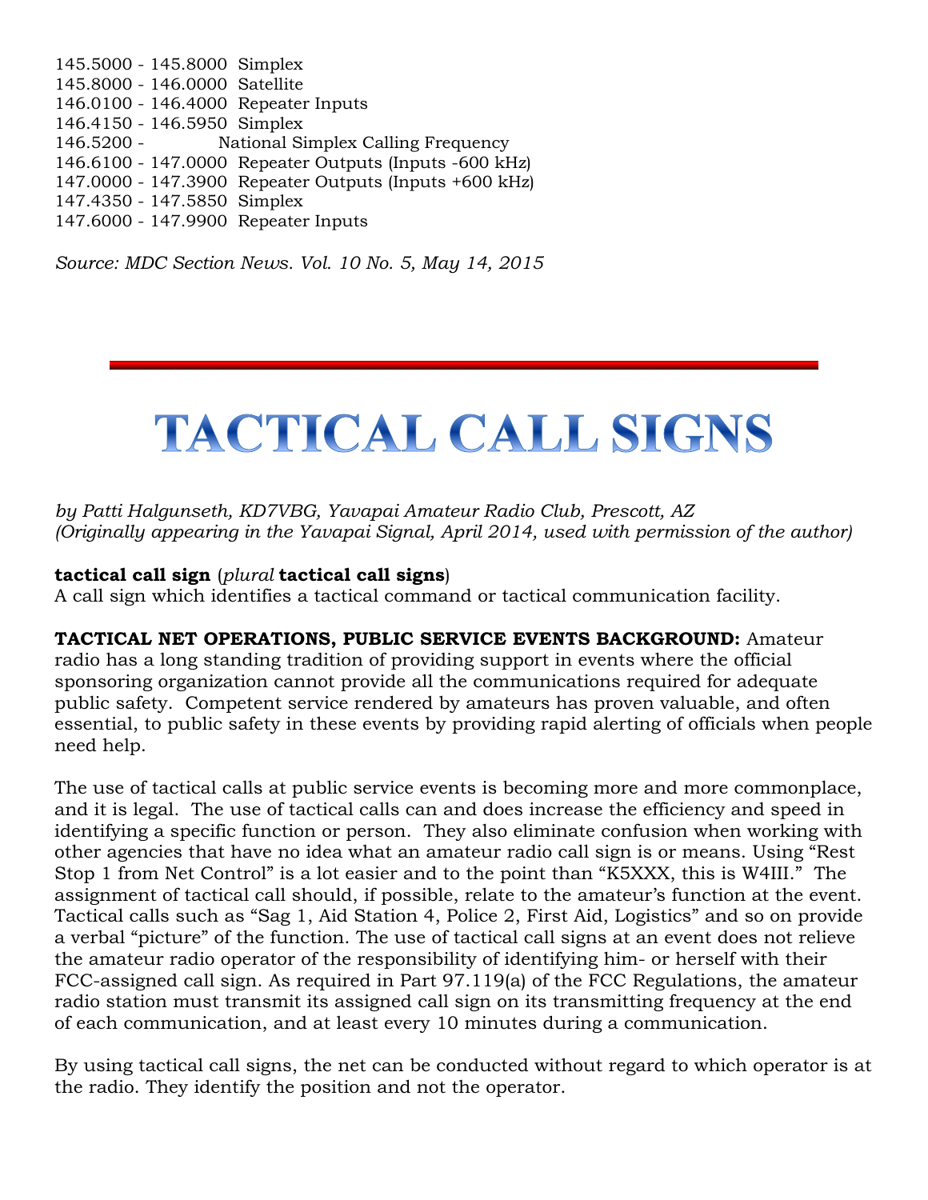145.5000 - 145.8000 Simplex
145.8000 - 146.0000 Satellite
146.0100 - 146.4000 Repeater Inputs
146.4150 - 146.5950 Simplex
146.5200 - National Simplex Calling Frequency
146.6100 - 147.0000 Repeater Outputs (Inputs -600 kHz)
147.0000 - 147.3900 Repeater Outputs (Inputs +600 kHz)
147.4350 - 147.5850 Simplex
147.6000 - 147.9900 Repeater Inputs

*Source: MDC Section News. Vol. 10 No. 5, May 14, 2015*

---

# TACTICAL CALL SIGNS

*by Patti Halgunseth, KD7VBG, Yavapai Amateur Radio Club, Prescott, AZ*
*(Originally appearing in the Yavapai Signal, April 2014, used with permission of the author)*

**tactical call sign** (*plural* **tactical call signs**)
A call sign which identifies a tactical command or tactical communication facility.

**TACTICAL NET OPERATIONS, PUBLIC SERVICE EVENTS BACKGROUND:** Amateur radio has a long standing tradition of providing support in events where the official sponsoring organization cannot provide all the communications required for adequate public safety. Competent service rendered by amateurs has proven valuable, and often essential, to public safety in these events by providing rapid alerting of officials when people need help.

The use of tactical calls at public service events is becoming more and more commonplace, and it is legal. The use of tactical calls can and does increase the efficiency and speed in identifying a specific function or person. They also eliminate confusion when working with other agencies that have no idea what an amateur radio call sign is or means. Using "Rest Stop 1 from Net Control" is a lot easier and to the point than "K5XXX, this is W4III." The assignment of tactical call should, if possible, relate to the amateur's function at the event. Tactical calls such as "Sag 1, Aid Station 4, Police 2, First Aid, Logistics" and so on provide a verbal "picture" of the function. The use of tactical call signs at an event does not relieve the amateur radio operator of the responsibility of identifying him- or herself with their FCC-assigned call sign. As required in Part 97.119(a) of the FCC Regulations, the amateur radio station must transmit its assigned call sign on its transmitting frequency at the end of each communication, and at least every 10 minutes during a communication.

By using tactical call signs, the net can be conducted without regard to which operator is at the radio. They identify the position and not the operator.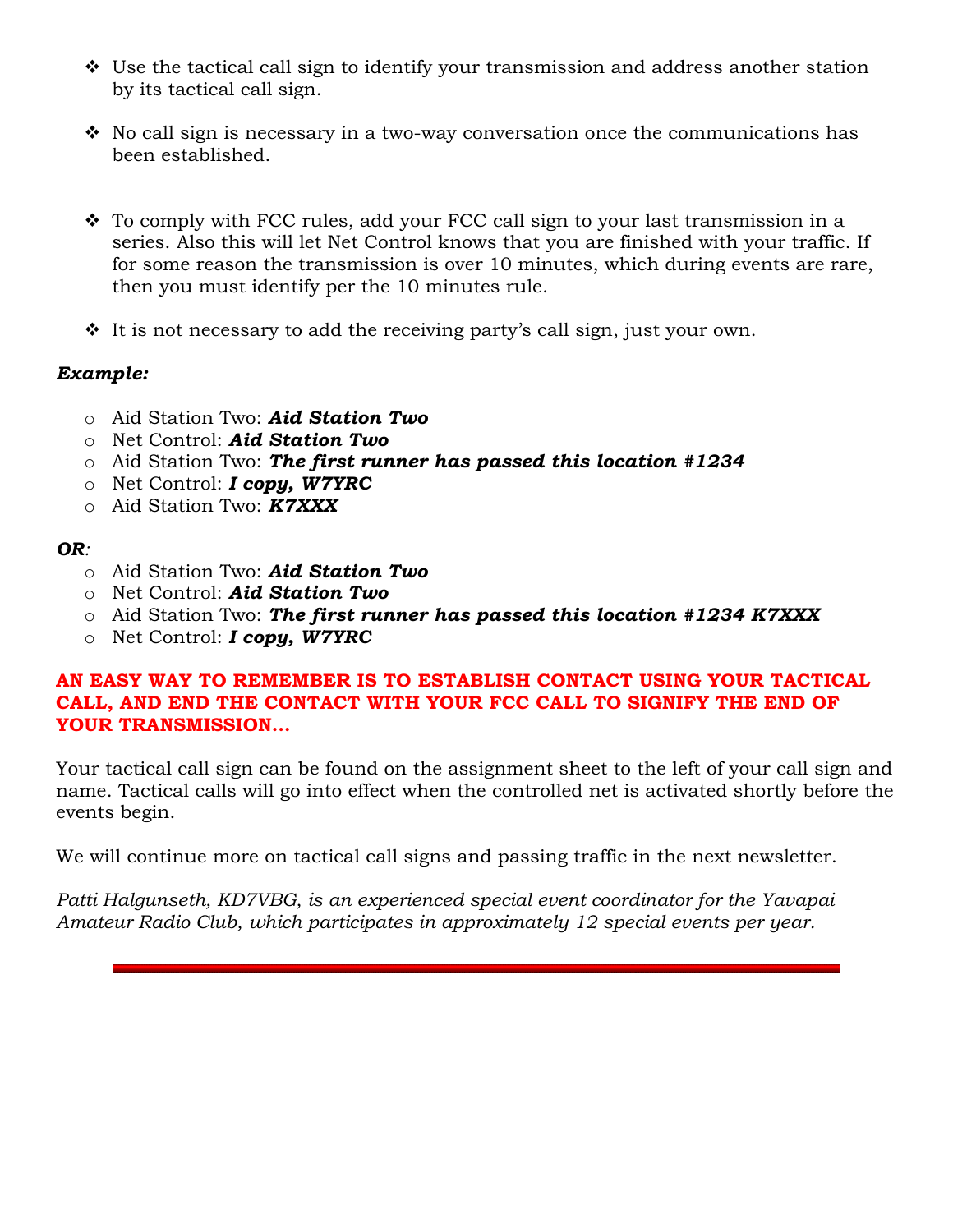- Use the tactical call sign to identify your transmission and address another station by its tactical call sign.

- No call sign is necessary in a two-way conversation once the communications has been established.

- To comply with FCC rules, add your FCC call sign to your last transmission in a series. Also this will let Net Control knows that you are finished with your traffic. If for some reason the transmission is over 10 minutes, which during events are rare, then you must identify per the 10 minutes rule.

- It is not necessary to add the receiving party's call sign, just your own.

***Example:***

- Aid Station Two: ***Aid Station Two***
- Net Control: ***Aid Station Two***
- Aid Station Two: ***The first runner has passed this location #1234***
- Net Control: ***I copy, W7YRC***
- Aid Station Two: ***K7XXX***

***OR***:

- Aid Station Two: ***Aid Station Two***
- Net Control: ***Aid Station Two***
- Aid Station Two: ***The first runner has passed this location #1234 K7XXX***
- Net Control: ***I copy, W7YRC***

**AN EASY WAY TO REMEMBER IS TO ESTABLISH CONTACT USING YOUR TACTICAL CALL, AND END THE CONTACT WITH YOUR FCC CALL TO SIGNIFY THE END OF YOUR TRANSMISSION…**

Your tactical call sign can be found on the assignment sheet to the left of your call sign and name. Tactical calls will go into effect when the controlled net is activated shortly before the events begin.

We will continue more on tactical call signs and passing traffic in the next newsletter.

*Patti Halgunseth, KD7VBG, is an experienced special event coordinator for the Yavapai Amateur Radio Club, which participates in approximately 12 special events per year.*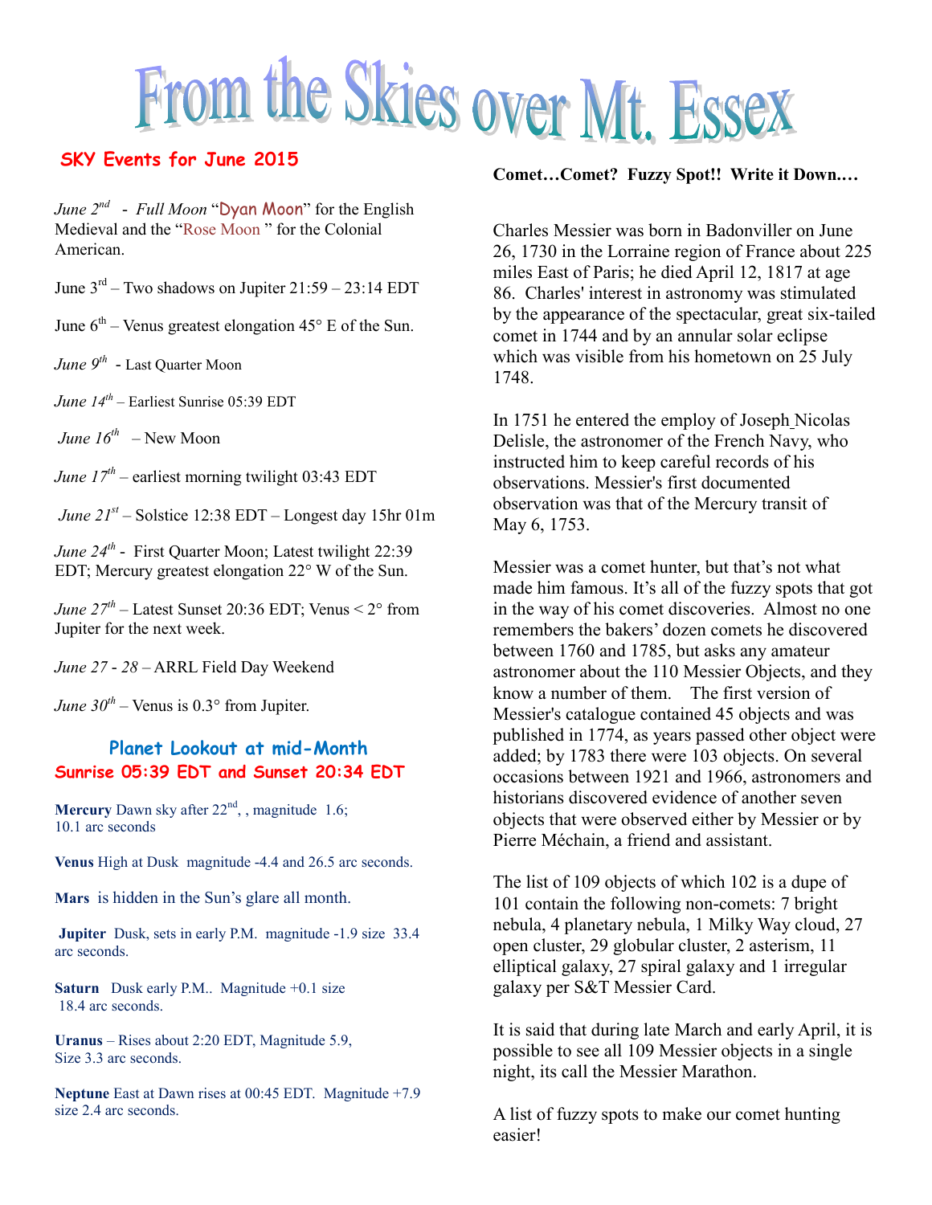# From the Skies over Mt. Essex

## SKY Events for June 2015

*June 2nd* - *Full Moon* "Dyan Moon" for the English Medieval and the "Rose Moon " for the Colonial American.

June 3rd – Two shadows on Jupiter 21:59 – 23:14 EDT

June 6th – Venus greatest elongation 45° E of the Sun.

*June 9th* - Last Quarter Moon

*June 14th* – Earliest Sunrise 05:39 EDT

*June 16th* – New Moon

*June 17th* – earliest morning twilight 03:43 EDT

*June 21st* – Solstice 12:38 EDT – Longest day 15hr 01m

*June 24th* - First Quarter Moon; Latest twilight 22:39 EDT; Mercury greatest elongation 22° W of the Sun.

*June 27th* – Latest Sunset 20:36 EDT; Venus < 2° from Jupiter for the next week.

*June 27 - 28* – ARRL Field Day Weekend

*June 30th* – Venus is 0.3° from Jupiter.

### Planet Lookout at mid-Month
### Sunrise 05:39 EDT and Sunset 20:34 EDT

**Mercury** Dawn sky after 22nd, , magnitude 1.6; 10.1 arc seconds

**Venus** High at Dusk magnitude -4.4 and 26.5 arc seconds.

**Mars** is hidden in the Sun's glare all month.

**Jupiter** Dusk, sets in early P.M. magnitude -1.9 size 33.4 arc seconds.

**Saturn** Dusk early P.M.. Magnitude +0.1 size 18.4 arc seconds.

**Uranus** – Rises about 2:20 EDT, Magnitude 5.9, Size 3.3 arc seconds.

**Neptune** East at Dawn rises at 00:45 EDT. Magnitude +7.9 size 2.4 arc seconds.

**Comet…Comet? Fuzzy Spot!! Write it Down.…**

Charles Messier was born in Badonviller on June 26, 1730 in the Lorraine region of France about 225 miles East of Paris; he died April 12, 1817 at age 86. Charles' interest in astronomy was stimulated by the appearance of the spectacular, great six-tailed comet in 1744 and by an annular solar eclipse which was visible from his hometown on 25 July 1748.

In 1751 he entered the employ of Joseph Nicolas Delisle, the astronomer of the French Navy, who instructed him to keep careful records of his observations. Messier's first documented observation was that of the Mercury transit of May 6, 1753.

Messier was a comet hunter, but that's not what made him famous. It's all of the fuzzy spots that got in the way of his comet discoveries. Almost no one remembers the bakers' dozen comets he discovered between 1760 and 1785, but asks any amateur astronomer about the 110 Messier Objects, and they know a number of them. The first version of Messier's catalogue contained 45 objects and was published in 1774, as years passed other object were added; by 1783 there were 103 objects. On several occasions between 1921 and 1966, astronomers and historians discovered evidence of another seven objects that were observed either by Messier or by Pierre Méchain, a friend and assistant.

The list of 109 objects of which 102 is a dupe of 101 contain the following non-comets: 7 bright nebula, 4 planetary nebula, 1 Milky Way cloud, 27 open cluster, 29 globular cluster, 2 asterism, 11 elliptical galaxy, 27 spiral galaxy and 1 irregular galaxy per S&T Messier Card.

It is said that during late March and early April, it is possible to see all 109 Messier objects in a single night, its call the Messier Marathon.

A list of fuzzy spots to make our comet hunting easier!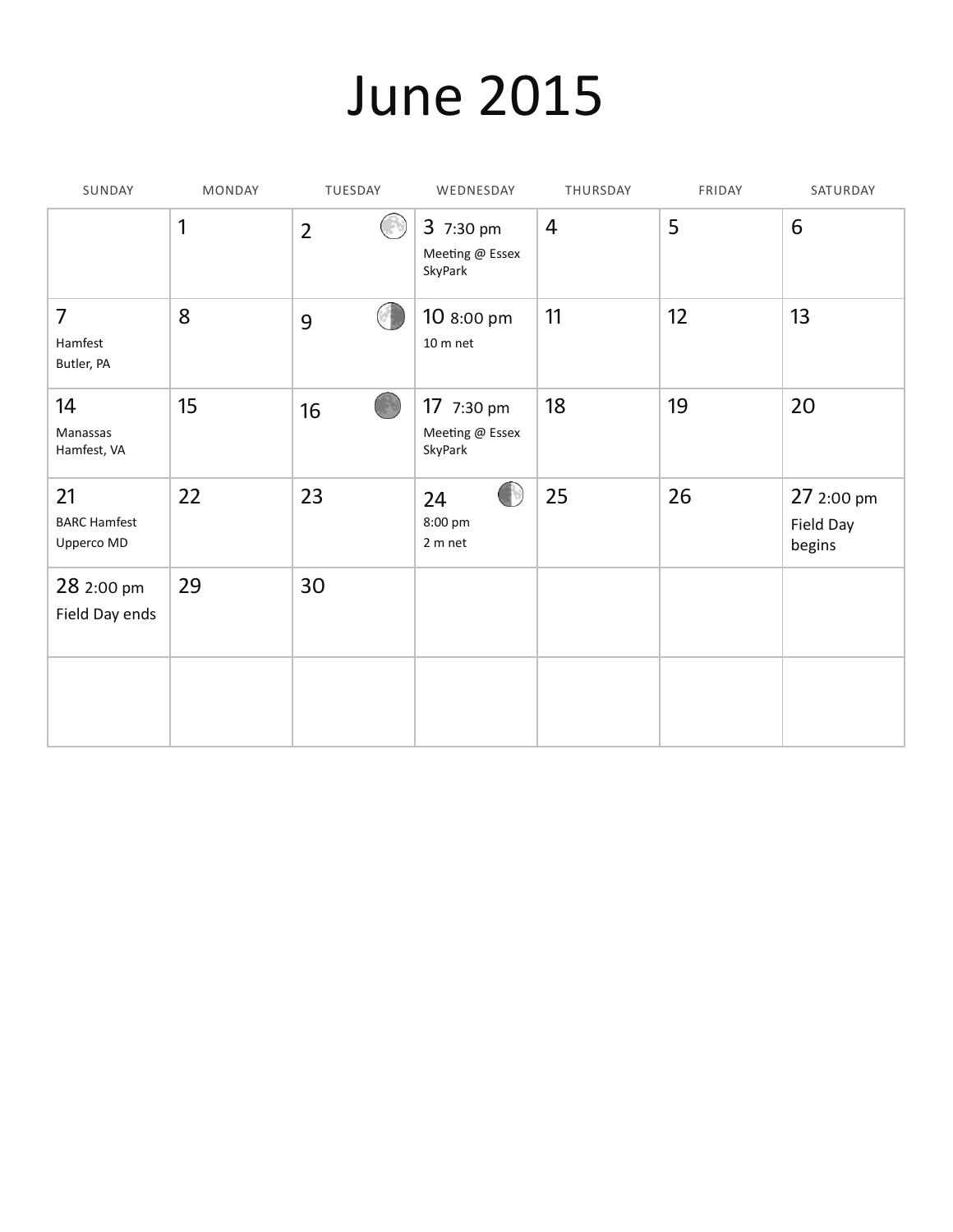# June 2015

| SUNDAY | MONDAY | TUESDAY | WEDNESDAY | THURSDAY | FRIDAY | SATURDAY |
|---|---|---|---|---|---|---|
| | 1 | 2 | 3 7:30 pm Meeting @ Essex SkyPark | 4 | 5 | 6 |
| 7 Hamfest Butler, PA | 8 | 9 | 10 8:00 pm 10 m net | 11 | 12 | 13 |
| 14 Manassas Hamfest, VA | 15 | 16 | 17 7:30 pm Meeting @ Essex SkyPark | 18 | 19 | 20 |
| 21 BARC Hamfest Upperco MD | 22 | 23 | 24 8:00 pm 2 m net | 25 | 26 | 27 2:00 pm Field Day begins |
| 28 2:00 pm Field Day ends | 29 | 30 | | | | |
| | | | | | | |